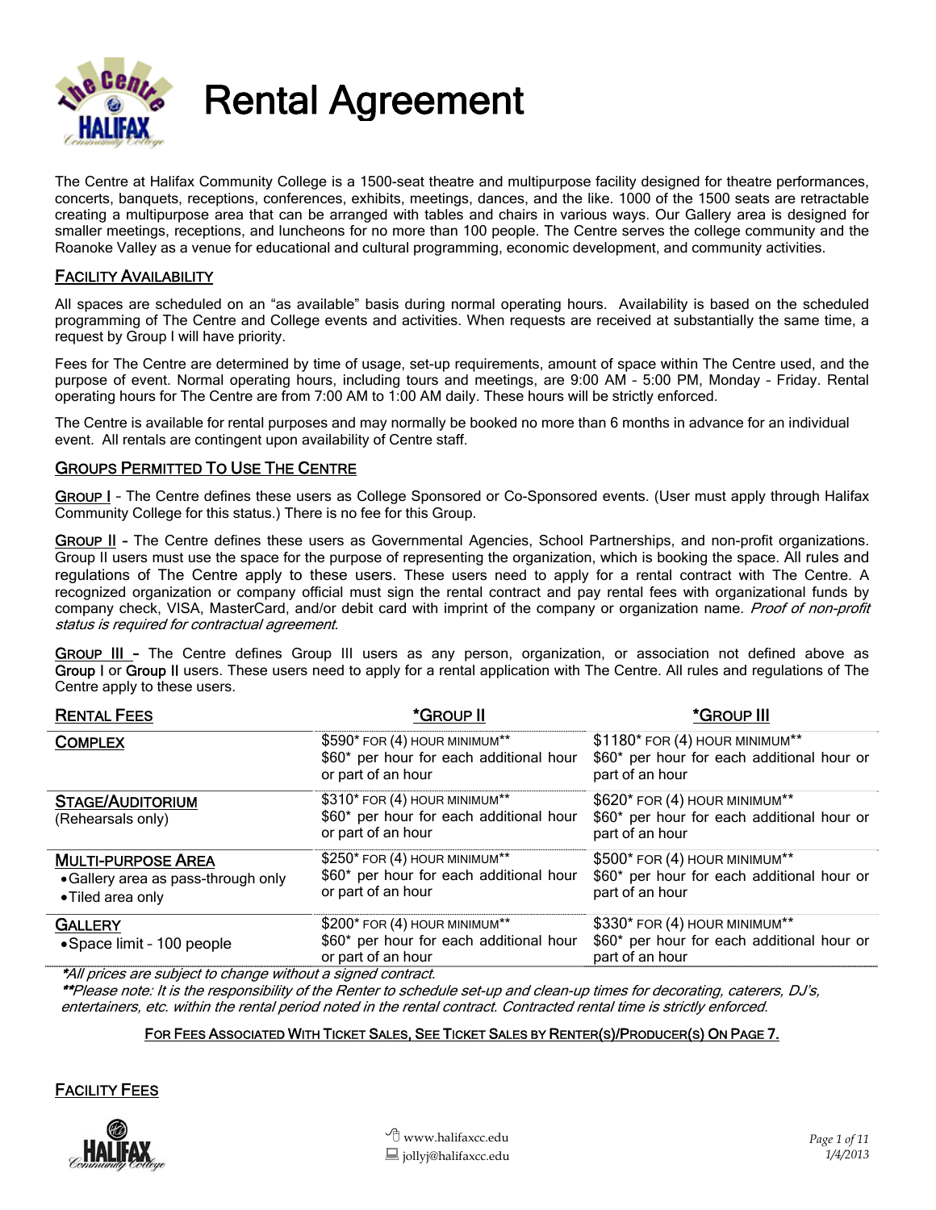# Rental Agreement

The Centre at Halifax Community College is a 1500-seat theatre and multipurpose facility designed for theatre performances, concerts, banquets, receptions, conferences, exhibits, meetings, dances, and the like. 1000 of the 1500 seats are retractable creating a multipurpose area that can be arranged with tables and chairs in various ways. Our Gallery area is designed for smaller meetings, receptions, and luncheons for no more than 100 people. The Centre serves the college community and the Roanoke Valley as a venue for educational and cultural programming, economic development, and community activities.

## Facility Availability

All spaces are scheduled on an "as available" basis during normal operating hours. Availability is based on the scheduled programming of The Centre and College events and activities. When requests are received at substantially the same time, a request by Group I will have priority.

Fees for The Centre are determined by time of usage, set-up requirements, amount of space within The Centre used, and the purpose of event. Normal operating hours, including tours and meetings, are 9:00 AM – 5:00 PM, Monday – Friday. Rental operating hours for The Centre are from 7:00 AM to 1:00 AM daily. These hours will be strictly enforced.

The Centre is available for rental purposes and may normally be booked no more than 6 months in advance for an individual event. All rentals are contingent upon availability of Centre staff.

## Groups Permitted To Use The Centre

**Group I** – The Centre defines these users as College Sponsored or Co-Sponsored events. (User must apply through Halifax Community College for this status.) There is no fee for this Group.

**Group II** – The Centre defines these users as Governmental Agencies, School Partnerships, and non-profit organizations. Group II users must use the space for the purpose of representing the organization, which is booking the space. All rules and regulations of The Centre apply to these users. These users need to apply for a rental contract with The Centre. A recognized organization or company official must sign the rental contract and pay rental fees with organizational funds by company check, VISA, MasterCard, and/or debit card with imprint of the company or organization name. *Proof of non-profit status is required for contractual agreement.*

**Group III** – The Centre defines Group III users as any person, organization, or association not defined above as Group I or Group II users. These users need to apply for a rental application with The Centre. All rules and regulations of The Centre apply to these users.

| Rental Fees | *Group II | *Group III |
|---|---|---|
| **Complex** | $590* for (4) hour minimum** $60* per hour for each additional hour or part of an hour | $1180* for (4) hour minimum** $60* per hour for each additional hour or part of an hour |
| **Stage/Auditorium** (Rehearsals only) | $310* for (4) hour minimum** $60* per hour for each additional hour or part of an hour | $620* for (4) hour minimum** $60* per hour for each additional hour or part of an hour |
| **Multi-purpose Area** • Gallery area as pass-through only • Tiled area only | $250* for (4) hour minimum** $60* per hour for each additional hour or part of an hour | $500* for (4) hour minimum** $60* per hour for each additional hour or part of an hour |
| **Gallery** • Space limit – 100 people | $200* for (4) hour minimum** $60* per hour for each additional hour or part of an hour | $330* for (4) hour minimum** $60* per hour for each additional hour or part of an hour |

**All prices are subject to change without a signed contract.*

***Please note: It is the responsibility of the Renter to schedule set-up and clean-up times for decorating, caterers, DJ's, entertainers, etc. within the rental period noted in the rental contract. Contracted rental time is strictly enforced.*

**For Fees Associated With Ticket Sales, See Ticket Sales by Renter(s)/Producer(s) On Page 7.**

## Facility Fees

www.halifaxcc.edu
jollyj@halifaxcc.edu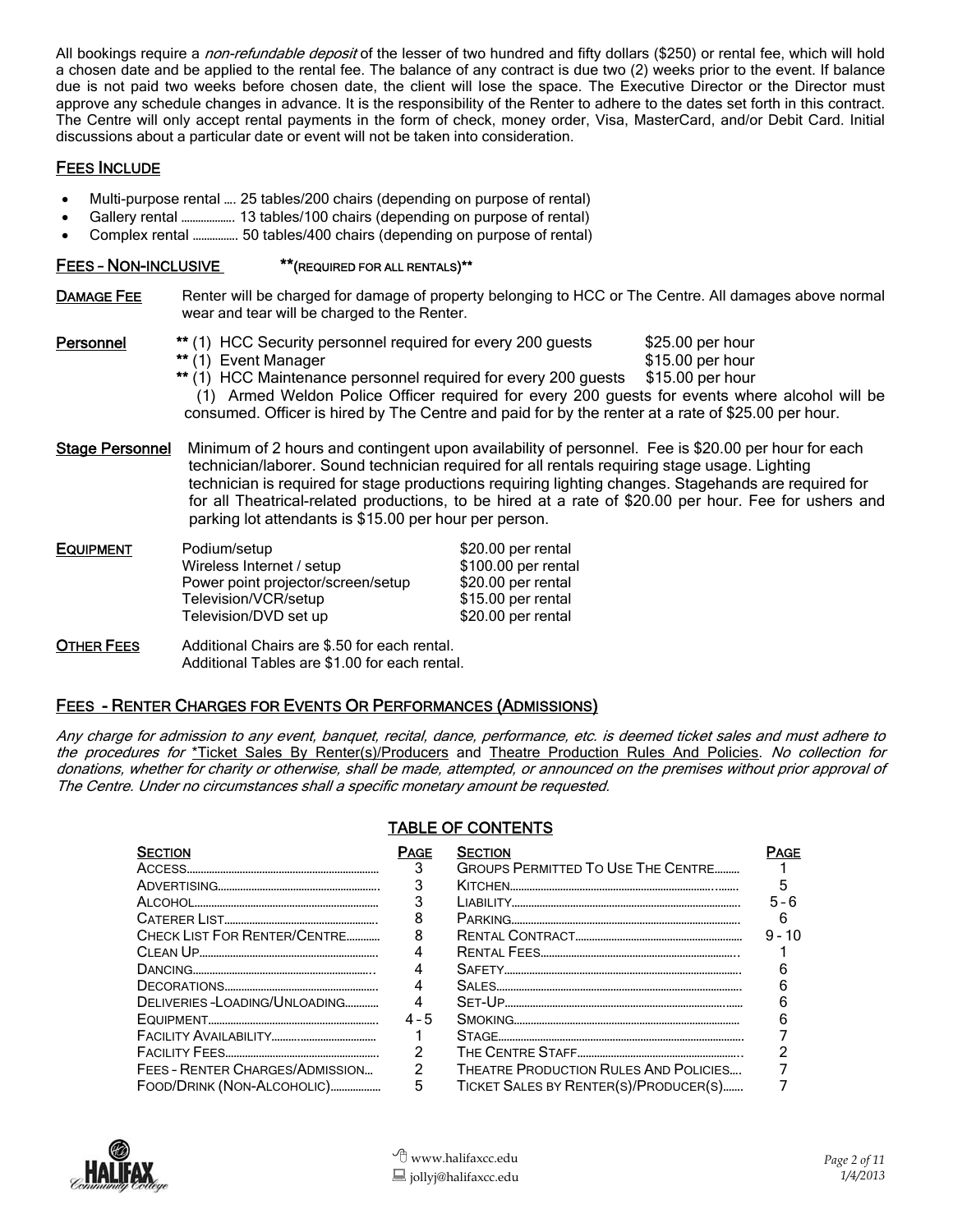All bookings require a *non-refundable deposit* of the lesser of two hundred and fifty dollars ($250) or rental fee, which will hold a chosen date and be applied to the rental fee. The balance of any contract is due two (2) weeks prior to the event. If balance due is not paid two weeks before chosen date, the client will lose the space. The Executive Director or the Director must approve any schedule changes in advance. It is the responsibility of the Renter to adhere to the dates set forth in this contract. The Centre will only accept rental payments in the form of check, money order, Visa, MasterCard, and/or Debit Card. Initial discussions about a particular date or event will not be taken into consideration.

## FEES INCLUDE

- Multi-purpose rental …. 25 tables/200 chairs (depending on purpose of rental)
- Gallery rental ……………… 13 tables/100 chairs (depending on purpose of rental)
- Complex rental ……………. 50 tables/400 chairs (depending on purpose of rental)

## FEES – NON-INCLUSIVE **(REQUIRED FOR ALL RENTALS)**

**DAMAGE FEE** Renter will be charged for damage of property belonging to HCC or The Centre. All damages above normal wear and tear will be charged to the Renter.

**Personnel**

- ** (1) HCC Security personnel required for every 200 guests — $25.00 per hour
- ** (1) Event Manager — $15.00 per hour
- ** (1) HCC Maintenance personnel required for every 200 guests — $15.00 per hour

(1) Armed Weldon Police Officer required for every 200 guests for events where alcohol will be consumed. Officer is hired by The Centre and paid for by the renter at a rate of $25.00 per hour.

**Stage Personnel** Minimum of 2 hours and contingent upon availability of personnel. Fee is $20.00 per hour for each technician/laborer. Sound technician required for all rentals requiring stage usage. Lighting technician is required for stage productions requiring lighting changes. Stagehands are required for for all Theatrical-related productions, to be hired at a rate of $20.00 per hour. Fee for ushers and parking lot attendants is $15.00 per hour per person.

**EQUIPMENT**

| Item | Fee |
|---|---|
| Podium/setup | $20.00 per rental |
| Wireless Internet / setup | $100.00 per rental |
| Power point projector/screen/setup | $20.00 per rental |
| Television/VCR/setup | $15.00 per rental |
| Television/DVD set up | $20.00 per rental |

**OTHER FEES** Additional Chairs are $.50 for each rental.
Additional Tables are $1.00 for each rental.

## FEES - RENTER CHARGES FOR EVENTS OR PERFORMANCES (ADMISSIONS)

*Any charge for admission to any event, banquet, recital, dance, performance, etc. is deemed ticket sales and must adhere to the procedures for* *Ticket Sales By Renter(s)/Producers and Theatre Production Rules And Policies. *No collection for donations, whether for charity or otherwise, shall be made, attempted, or announced on the premises without prior approval of The Centre. Under no circumstances shall a specific monetary amount be requested.*

## TABLE OF CONTENTS

| SECTION | PAGE | SECTION | PAGE |
|---|---|---|---|
| ACCESS | 3 | GROUPS PERMITTED TO USE THE CENTRE | 1 |
| ADVERTISING | 3 | KITCHEN | 5 |
| ALCOHOL | 3 | LIABILITY | 5 - 6 |
| CATERER LIST | 8 | PARKING | 6 |
| CHECK LIST FOR RENTER/CENTRE | 8 | RENTAL CONTRACT | 9 - 10 |
| CLEAN UP | 4 | RENTAL FEES | 1 |
| DANCING | 4 | SAFETY | 6 |
| DECORATIONS | 4 | SALES | 6 |
| DELIVERIES -LOADING/UNLOADING | 4 | SET-UP | 6 |
| EQUIPMENT | 4 - 5 | SMOKING | 6 |
| FACILITY AVAILABILITY | 1 | STAGE | 7 |
| FACILITY FEES | 2 | THE CENTRE STAFF | 2 |
| FEES - RENTER CHARGES/ADMISSION | 2 | THEATRE PRODUCTION RULES AND POLICIES | 7 |
| FOOD/DRINK (NON-ALCOHOLIC) | 5 | TICKET SALES BY RENTER(S)/PRODUCER(S) | 7 |

www.halifaxcc.edu
jollyj@halifaxcc.edu
1/4/2013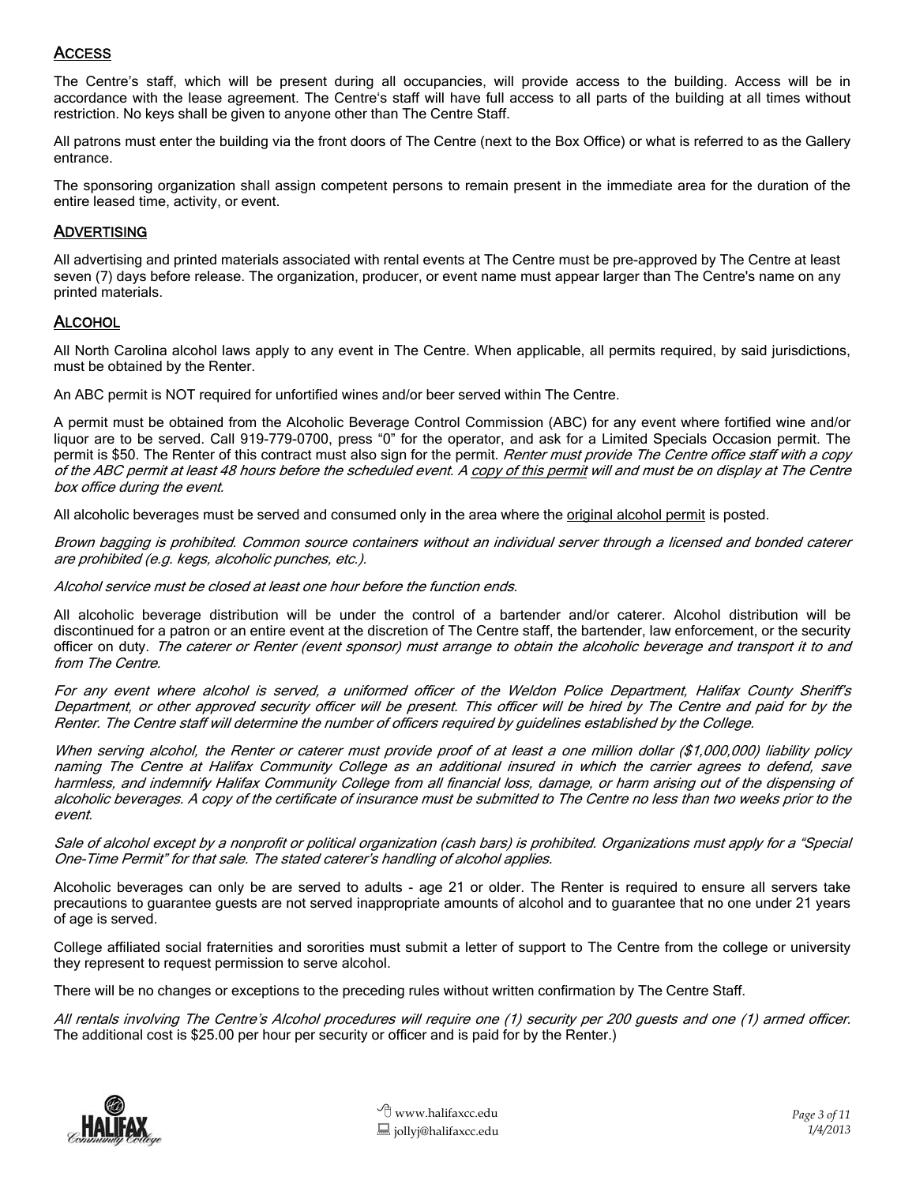## <u>ACCESS</u>

The Centre's staff, which will be present during all occupancies, will provide access to the building. Access will be in accordance with the lease agreement. The Centre's staff will have full access to all parts of the building at all times without restriction. No keys shall be given to anyone other than The Centre Staff.

All patrons must enter the building via the front doors of The Centre (next to the Box Office) or what is referred to as the Gallery entrance.

The sponsoring organization shall assign competent persons to remain present in the immediate area for the duration of the entire leased time, activity, or event.

## <u>ADVERTISING</u>

All advertising and printed materials associated with rental events at The Centre must be pre-approved by The Centre at least seven (7) days before release. The organization, producer, or event name must appear larger than The Centre's name on any printed materials.

## <u>ALCOHOL</u>

All North Carolina alcohol laws apply to any event in The Centre. When applicable, all permits required, by said jurisdictions, must be obtained by the Renter.

An ABC permit is NOT required for unfortified wines and/or beer served within The Centre.

A permit must be obtained from the Alcoholic Beverage Control Commission (ABC) for any event where fortified wine and/or liquor are to be served. Call 919-779-0700, press "0" for the operator, and ask for a Limited Specials Occasion permit. The permit is $50. The Renter of this contract must also sign for the permit. *Renter must provide The Centre office staff with a copy of the ABC permit at least 48 hours before the scheduled event. A <u>copy of this permit</u> will and must be on display at The Centre box office during the event.*

All alcoholic beverages must be served and consumed only in the area where the <u>original alcohol permit</u> is posted.

*Brown bagging is prohibited. Common source containers without an individual server through a licensed and bonded caterer are prohibited (e.g. kegs, alcoholic punches, etc.).*

*Alcohol service must be closed at least one hour before the function ends.*

All alcoholic beverage distribution will be under the control of a bartender and/or caterer. Alcohol distribution will be discontinued for a patron or an entire event at the discretion of The Centre staff, the bartender, law enforcement, or the security officer on duty. *The caterer or Renter (event sponsor) must arrange to obtain the alcoholic beverage and transport it to and from The Centre.*

*For any event where alcohol is served, a uniformed officer of the Weldon Police Department, Halifax County Sheriff's Department, or other approved security officer will be present. This officer will be hired by The Centre and paid for by the Renter. The Centre staff will determine the number of officers required by guidelines established by the College.*

*When serving alcohol, the Renter or caterer must provide proof of at least a one million dollar ($1,000,000) liability policy naming The Centre at Halifax Community College as an additional insured in which the carrier agrees to defend, save harmless, and indemnify Halifax Community College from all financial loss, damage, or harm arising out of the dispensing of alcoholic beverages. A copy of the certificate of insurance must be submitted to The Centre no less than two weeks prior to the event.*

*Sale of alcohol except by a nonprofit or political organization (cash bars) is prohibited. Organizations must apply for a "Special One-Time Permit" for that sale. The stated caterer's handling of alcohol applies.*

Alcoholic beverages can only be are served to adults - age 21 or older. The Renter is required to ensure all servers take precautions to guarantee guests are not served inappropriate amounts of alcohol and to guarantee that no one under 21 years of age is served.

College affiliated social fraternities and sororities must submit a letter of support to The Centre from the college or university they represent to request permission to serve alcohol.

There will be no changes or exceptions to the preceding rules without written confirmation by The Centre Staff.

*All rentals involving The Centre's Alcohol procedures will require one (1) security per 200 guests and one (1) armed officer.* The additional cost is $25.00 per hour per security or officer and is paid for by the Renter.)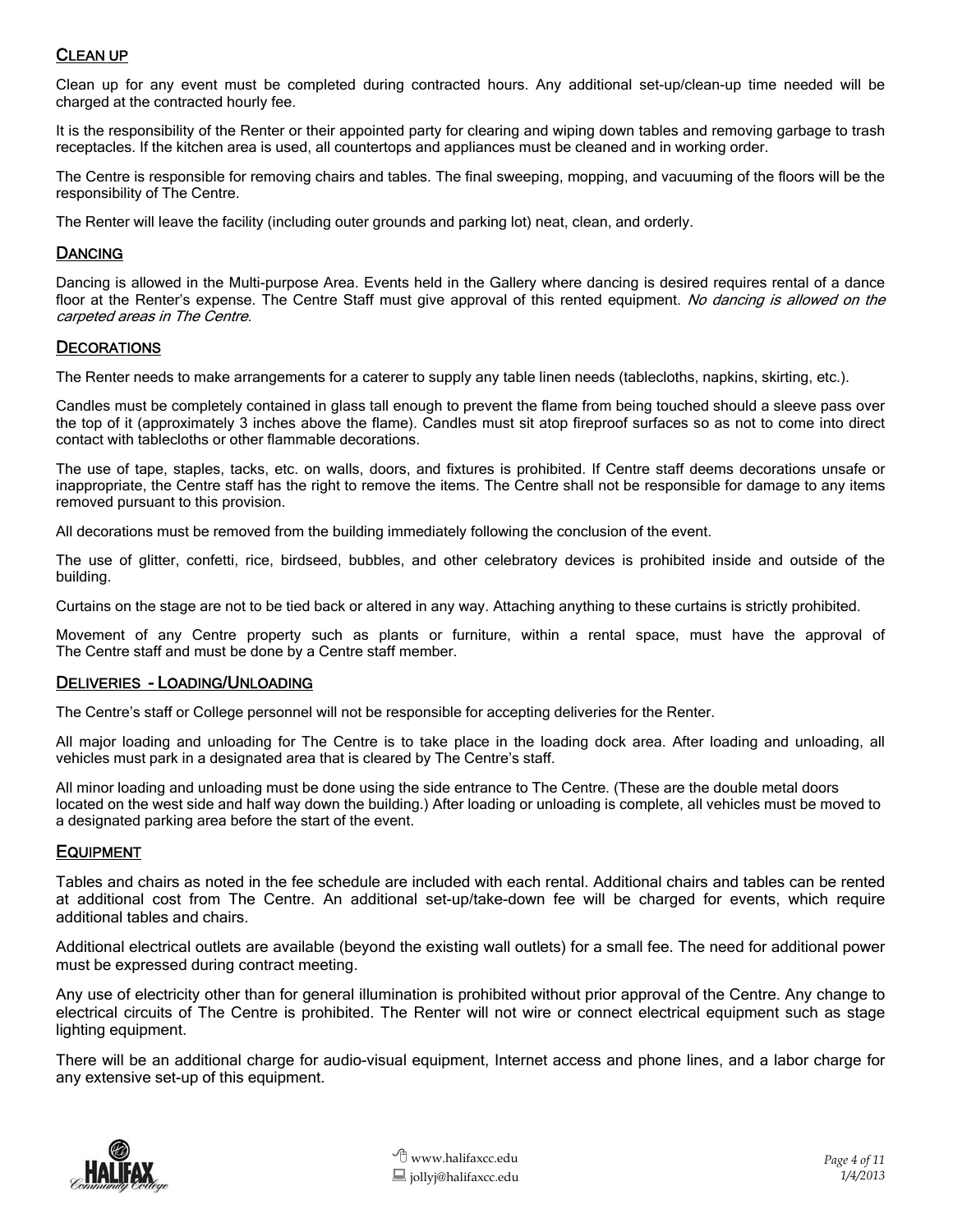## CLEAN UP

Clean up for any event must be completed during contracted hours. Any additional set-up/clean-up time needed will be charged at the contracted hourly fee.

It is the responsibility of the Renter or their appointed party for clearing and wiping down tables and removing garbage to trash receptacles. If the kitchen area is used, all countertops and appliances must be cleaned and in working order.

The Centre is responsible for removing chairs and tables. The final sweeping, mopping, and vacuuming of the floors will be the responsibility of The Centre.

The Renter will leave the facility (including outer grounds and parking lot) neat, clean, and orderly.

## DANCING

Dancing is allowed in the Multi-purpose Area. Events held in the Gallery where dancing is desired requires rental of a dance floor at the Renter's expense. The Centre Staff must give approval of this rented equipment. *No dancing is allowed on the carpeted areas in The Centre.*

## DECORATIONS

The Renter needs to make arrangements for a caterer to supply any table linen needs (tablecloths, napkins, skirting, etc.).

Candles must be completely contained in glass tall enough to prevent the flame from being touched should a sleeve pass over the top of it (approximately 3 inches above the flame). Candles must sit atop fireproof surfaces so as not to come into direct contact with tablecloths or other flammable decorations.

The use of tape, staples, tacks, etc. on walls, doors, and fixtures is prohibited. If Centre staff deems decorations unsafe or inappropriate, the Centre staff has the right to remove the items. The Centre shall not be responsible for damage to any items removed pursuant to this provision.

All decorations must be removed from the building immediately following the conclusion of the event.

The use of glitter, confetti, rice, birdseed, bubbles, and other celebratory devices is prohibited inside and outside of the building.

Curtains on the stage are not to be tied back or altered in any way. Attaching anything to these curtains is strictly prohibited.

Movement of any Centre property such as plants or furniture, within a rental space, must have the approval of The Centre staff and must be done by a Centre staff member.

## DELIVERIES - LOADING/UNLOADING

The Centre's staff or College personnel will not be responsible for accepting deliveries for the Renter.

All major loading and unloading for The Centre is to take place in the loading dock area. After loading and unloading, all vehicles must park in a designated area that is cleared by The Centre's staff.

All minor loading and unloading must be done using the side entrance to The Centre. (These are the double metal doors located on the west side and half way down the building.) After loading or unloading is complete, all vehicles must be moved to a designated parking area before the start of the event.

## EQUIPMENT

Tables and chairs as noted in the fee schedule are included with each rental. Additional chairs and tables can be rented at additional cost from The Centre. An additional set-up/take-down fee will be charged for events, which require additional tables and chairs.

Additional electrical outlets are available (beyond the existing wall outlets) for a small fee. The need for additional power must be expressed during contract meeting.

Any use of electricity other than for general illumination is prohibited without prior approval of the Centre. Any change to electrical circuits of The Centre is prohibited. The Renter will not wire or connect electrical equipment such as stage lighting equipment.

There will be an additional charge for audio-visual equipment, Internet access and phone lines, and a labor charge for any extensive set-up of this equipment.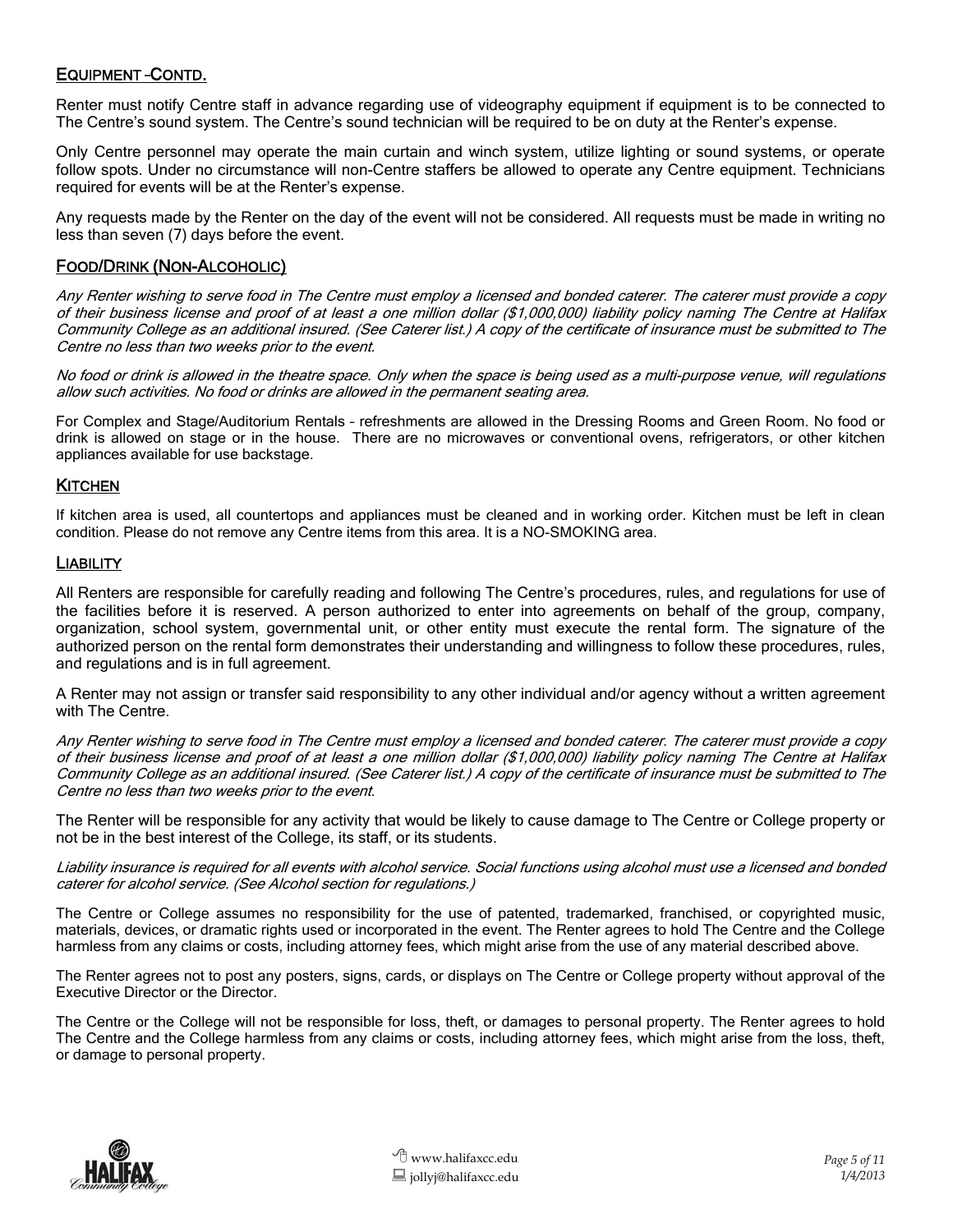## EQUIPMENT – CONTD.

Renter must notify Centre staff in advance regarding use of videography equipment if equipment is to be connected to The Centre's sound system. The Centre's sound technician will be required to be on duty at the Renter's expense.

Only Centre personnel may operate the main curtain and winch system, utilize lighting or sound systems, or operate follow spots. Under no circumstance will non-Centre staffers be allowed to operate any Centre equipment. Technicians required for events will be at the Renter's expense.

Any requests made by the Renter on the day of the event will not be considered. All requests must be made in writing no less than seven (7) days before the event.

## FOOD/DRINK (NON-ALCOHOLIC)

*Any Renter wishing to serve food in The Centre must employ a licensed and bonded caterer. The caterer must provide a copy of their business license and proof of at least a one million dollar ($1,000,000) liability policy naming The Centre at Halifax Community College as an additional insured. (See Caterer list.) A copy of the certificate of insurance must be submitted to The Centre no less than two weeks prior to the event.*

*No food or drink is allowed in the theatre space. Only when the space is being used as a multi-purpose venue, will regulations allow such activities. No food or drinks are allowed in the permanent seating area.*

For Complex and Stage/Auditorium Rentals – refreshments are allowed in the Dressing Rooms and Green Room. No food or drink is allowed on stage or in the house. There are no microwaves or conventional ovens, refrigerators, or other kitchen appliances available for use backstage.

## KITCHEN

If kitchen area is used, all countertops and appliances must be cleaned and in working order. Kitchen must be left in clean condition. Please do not remove any Centre items from this area. It is a NO-SMOKING area.

## LIABILITY

All Renters are responsible for carefully reading and following The Centre's procedures, rules, and regulations for use of the facilities before it is reserved. A person authorized to enter into agreements on behalf of the group, company, organization, school system, governmental unit, or other entity must execute the rental form. The signature of the authorized person on the rental form demonstrates their understanding and willingness to follow these procedures, rules, and regulations and is in full agreement.

A Renter may not assign or transfer said responsibility to any other individual and/or agency without a written agreement with The Centre.

*Any Renter wishing to serve food in The Centre must employ a licensed and bonded caterer. The caterer must provide a copy of their business license and proof of at least a one million dollar ($1,000,000) liability policy naming The Centre at Halifax Community College as an additional insured. (See Caterer list.) A copy of the certificate of insurance must be submitted to The Centre no less than two weeks prior to the event.*

The Renter will be responsible for any activity that would be likely to cause damage to The Centre or College property or not be in the best interest of the College, its staff, or its students.

*Liability insurance is required for all events with alcohol service. Social functions using alcohol must use a licensed and bonded caterer for alcohol service. (See Alcohol section for regulations.)*

The Centre or College assumes no responsibility for the use of patented, trademarked, franchised, or copyrighted music, materials, devices, or dramatic rights used or incorporated in the event. The Renter agrees to hold The Centre and the College harmless from any claims or costs, including attorney fees, which might arise from the use of any material described above.

The Renter agrees not to post any posters, signs, cards, or displays on The Centre or College property without approval of the Executive Director or the Director.

The Centre or the College will not be responsible for loss, theft, or damages to personal property. The Renter agrees to hold The Centre and the College harmless from any claims or costs, including attorney fees, which might arise from the loss, theft, or damage to personal property.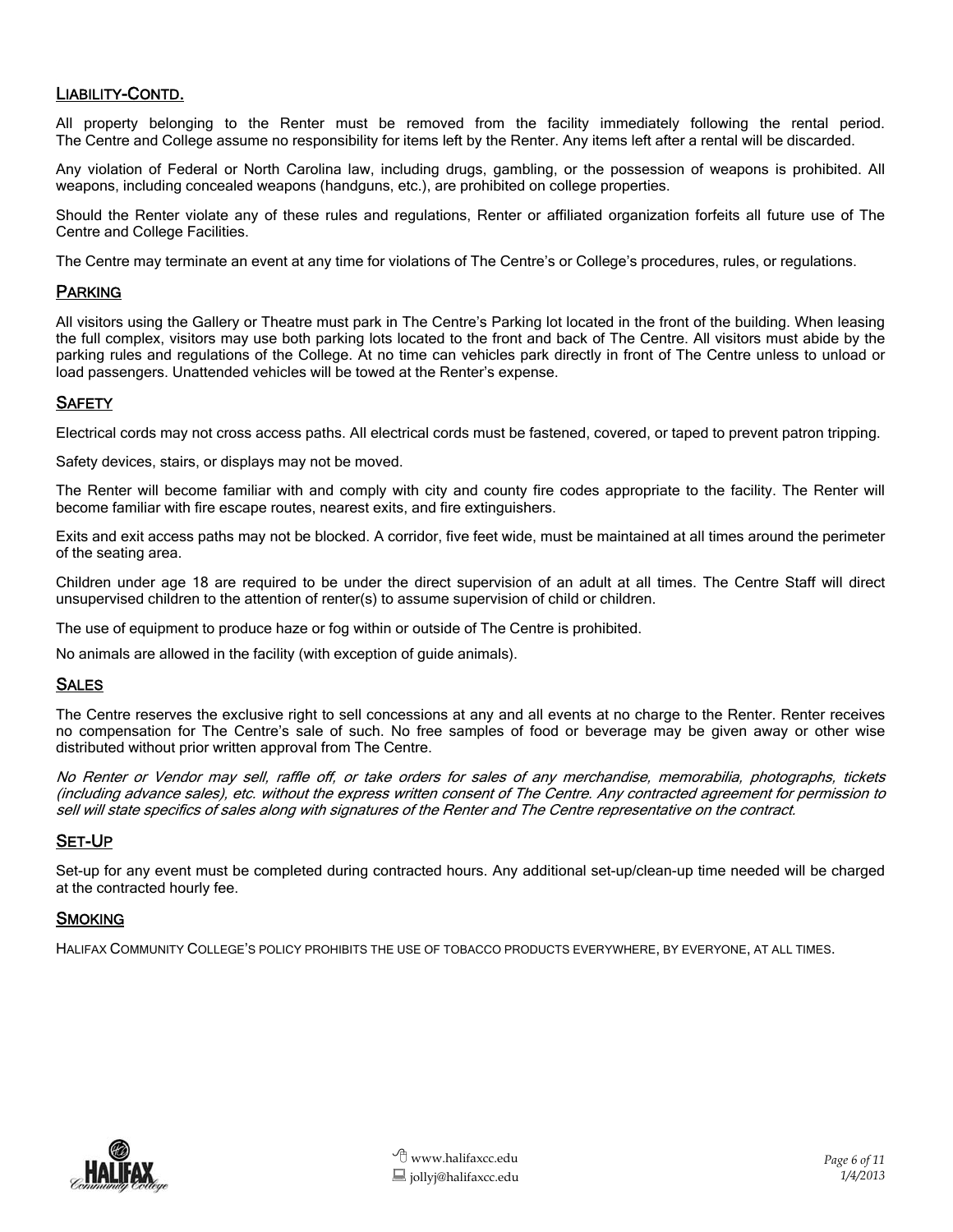## Liability-Contd.

All property belonging to the Renter must be removed from the facility immediately following the rental period. The Centre and College assume no responsibility for items left by the Renter. Any items left after a rental will be discarded.

Any violation of Federal or North Carolina law, including drugs, gambling, or the possession of weapons is prohibited. All weapons, including concealed weapons (handguns, etc.), are prohibited on college properties.

Should the Renter violate any of these rules and regulations, Renter or affiliated organization forfeits all future use of The Centre and College Facilities.

The Centre may terminate an event at any time for violations of The Centre's or College's procedures, rules, or regulations.

## Parking

All visitors using the Gallery or Theatre must park in The Centre's Parking lot located in the front of the building. When leasing the full complex, visitors may use both parking lots located to the front and back of The Centre. All visitors must abide by the parking rules and regulations of the College. At no time can vehicles park directly in front of The Centre unless to unload or load passengers. Unattended vehicles will be towed at the Renter's expense.

## Safety

Electrical cords may not cross access paths. All electrical cords must be fastened, covered, or taped to prevent patron tripping.

Safety devices, stairs, or displays may not be moved.

The Renter will become familiar with and comply with city and county fire codes appropriate to the facility. The Renter will become familiar with fire escape routes, nearest exits, and fire extinguishers.

Exits and exit access paths may not be blocked. A corridor, five feet wide, must be maintained at all times around the perimeter of the seating area.

Children under age 18 are required to be under the direct supervision of an adult at all times. The Centre Staff will direct unsupervised children to the attention of renter(s) to assume supervision of child or children.

The use of equipment to produce haze or fog within or outside of The Centre is prohibited.

No animals are allowed in the facility (with exception of guide animals).

## Sales

The Centre reserves the exclusive right to sell concessions at any and all events at no charge to the Renter. Renter receives no compensation for The Centre's sale of such. No free samples of food or beverage may be given away or other wise distributed without prior written approval from The Centre.

*No Renter or Vendor may sell, raffle off, or take orders for sales of any merchandise, memorabilia, photographs, tickets (including advance sales), etc. without the express written consent of The Centre. Any contracted agreement for permission to sell will state specifics of sales along with signatures of the Renter and The Centre representative on the contract.*

## Set-Up

Set-up for any event must be completed during contracted hours. Any additional set-up/clean-up time needed will be charged at the contracted hourly fee.

## Smoking

Halifax Community College's policy prohibits the use of tobacco products everywhere, by everyone, at all times.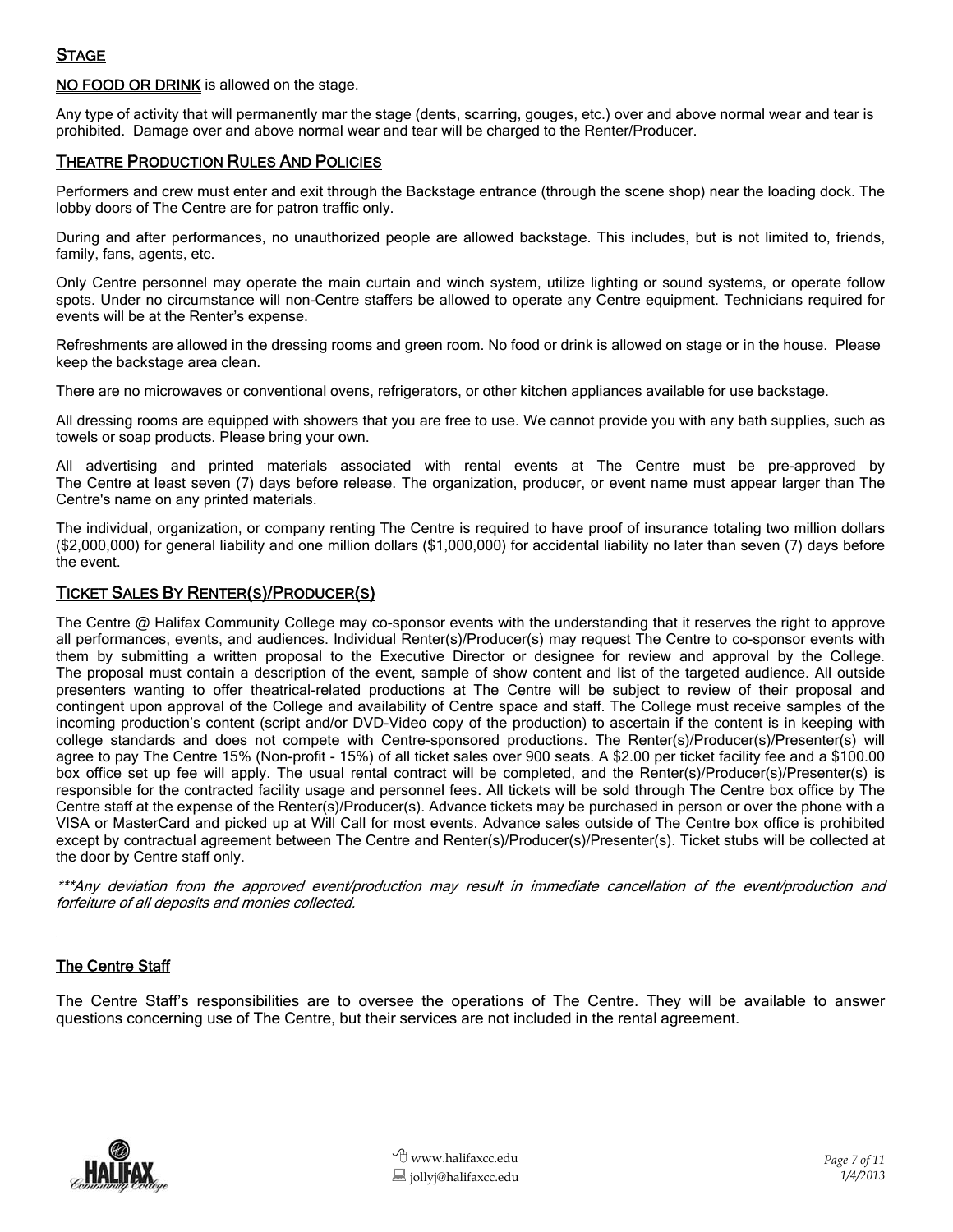## STAGE

<u>NO FOOD OR DRINK</u> is allowed on the stage.

Any type of activity that will permanently mar the stage (dents, scarring, gouges, etc.) over and above normal wear and tear is prohibited. Damage over and above normal wear and tear will be charged to the Renter/Producer.

## THEATRE PRODUCTION RULES AND POLICIES

Performers and crew must enter and exit through the Backstage entrance (through the scene shop) near the loading dock. The lobby doors of The Centre are for patron traffic only.

During and after performances, no unauthorized people are allowed backstage. This includes, but is not limited to, friends, family, fans, agents, etc.

Only Centre personnel may operate the main curtain and winch system, utilize lighting or sound systems, or operate follow spots. Under no circumstance will non-Centre staffers be allowed to operate any Centre equipment. Technicians required for events will be at the Renter's expense.

Refreshments are allowed in the dressing rooms and green room. No food or drink is allowed on stage or in the house. Please keep the backstage area clean.

There are no microwaves or conventional ovens, refrigerators, or other kitchen appliances available for use backstage.

All dressing rooms are equipped with showers that you are free to use. We cannot provide you with any bath supplies, such as towels or soap products. Please bring your own.

All advertising and printed materials associated with rental events at The Centre must be pre-approved by The Centre at least seven (7) days before release. The organization, producer, or event name must appear larger than The Centre's name on any printed materials.

The individual, organization, or company renting The Centre is required to have proof of insurance totaling two million dollars ($2,000,000) for general liability and one million dollars ($1,000,000) for accidental liability no later than seven (7) days before the event.

## TICKET SALES BY RENTER(S)/PRODUCER(S)

The Centre @ Halifax Community College may co-sponsor events with the understanding that it reserves the right to approve all performances, events, and audiences. Individual Renter(s)/Producer(s) may request The Centre to co-sponsor events with them by submitting a written proposal to the Executive Director or designee for review and approval by the College. The proposal must contain a description of the event, sample of show content and list of the targeted audience. All outside presenters wanting to offer theatrical-related productions at The Centre will be subject to review of their proposal and contingent upon approval of the College and availability of Centre space and staff. The College must receive samples of the incoming production's content (script and/or DVD-Video copy of the production) to ascertain if the content is in keeping with college standards and does not compete with Centre-sponsored productions. The Renter(s)/Producer(s)/Presenter(s) will agree to pay The Centre 15% (Non-profit - 15%) of all ticket sales over 900 seats. A $2.00 per ticket facility fee and a $100.00 box office set up fee will apply. The usual rental contract will be completed, and the Renter(s)/Producer(s)/Presenter(s) is responsible for the contracted facility usage and personnel fees. All tickets will be sold through The Centre box office by The Centre staff at the expense of the Renter(s)/Producer(s). Advance tickets may be purchased in person or over the phone with a VISA or MasterCard and picked up at Will Call for most events. Advance sales outside of The Centre box office is prohibited except by contractual agreement between The Centre and Renter(s)/Producer(s)/Presenter(s). Ticket stubs will be collected at the door by Centre staff only.

*\*\*\*Any deviation from the approved event/production may result in immediate cancellation of the event/production and forfeiture of all deposits and monies collected.*

## The Centre Staff

The Centre Staff's responsibilities are to oversee the operations of The Centre. They will be available to answer questions concerning use of The Centre, but their services are not included in the rental agreement.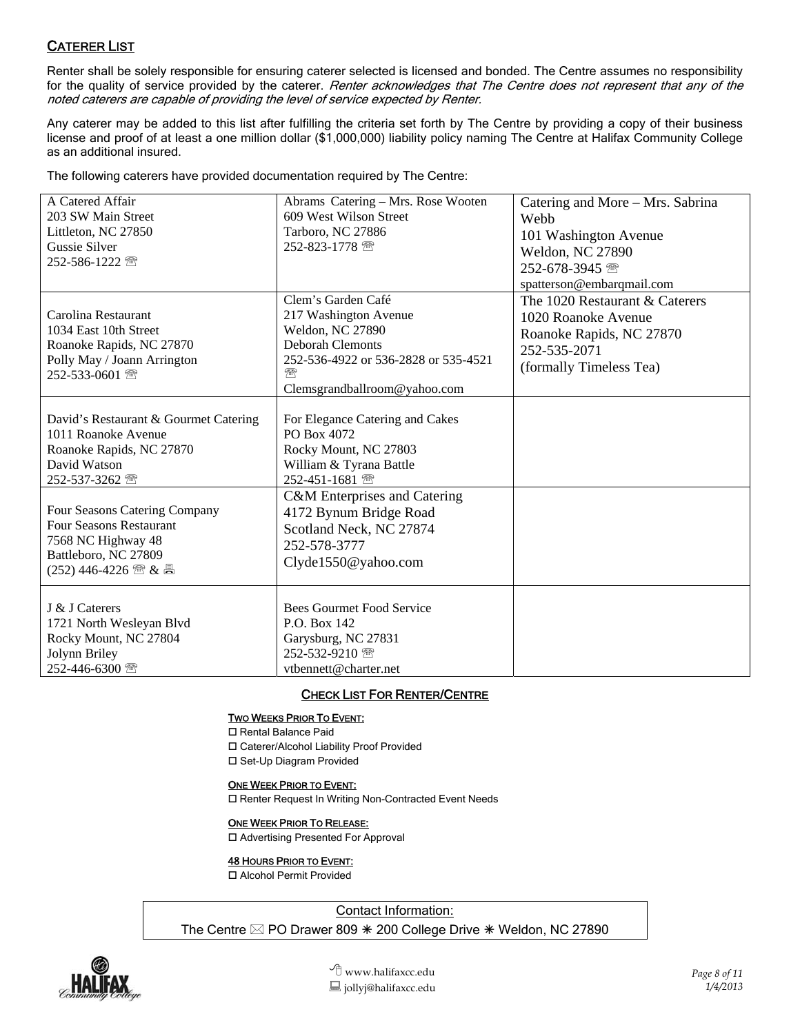## CATERER LIST

Renter shall be solely responsible for ensuring caterer selected is licensed and bonded. The Centre assumes no responsibility for the quality of service provided by the caterer. *Renter acknowledges that The Centre does not represent that any of the noted caterers are capable of providing the level of service expected by Renter.*

Any caterer may be added to this list after fulfilling the criteria set forth by The Centre by providing a copy of their business license and proof of at least a one million dollar ($1,000,000) liability policy naming The Centre at Halifax Community College as an additional insured.

The following caterers have provided documentation required by The Centre:

| | | |
|---|---|---|
| A Catered Affair<br>203 SW Main Street<br>Littleton, NC 27850<br>Gussie Silver<br>252-586-1222 ☏ | Abrams Catering – Mrs. Rose Wooten<br>609 West Wilson Street<br>Tarboro, NC 27886<br>252-823-1778 ☏ | Catering and More – Mrs. Sabrina Webb<br>101 Washington Avenue<br>Weldon, NC 27890<br>252-678-3945 ☏<br>spatterson@embarqmail.com |
| Carolina Restaurant<br>1034 East 10th Street<br>Roanoke Rapids, NC 27870<br>Polly May / Joann Arrington<br>252-533-0601 ☏ | Clem's Garden Café<br>217 Washington Avenue<br>Weldon, NC 27890<br>Deborah Clemonts<br>252-536-4922 or 536-2828 or 535-4521 ☏<br>Clemsgrandballroom@yahoo.com | The 1020 Restaurant & Caterers<br>1020 Roanoke Avenue<br>Roanoke Rapids, NC 27870<br>252-535-2071<br>(formally Timeless Tea) |
| David's Restaurant & Gourmet Catering<br>1011 Roanoke Avenue<br>Roanoke Rapids, NC 27870<br>David Watson<br>252-537-3262 ☏ | For Elegance Catering and Cakes<br>PO Box 4072<br>Rocky Mount, NC 27803<br>William & Tyrana Battle<br>252-451-1681 ☏ | |
| Four Seasons Catering Company<br>Four Seasons Restaurant<br>7568 NC Highway 48<br>Battleboro, NC 27809<br>(252) 446-4226 ☏ & 🖷 | C&M Enterprises and Catering<br>4172 Bynum Bridge Road<br>Scotland Neck, NC 27874<br>252-578-3777<br>Clyde1550@yahoo.com | |
| J & J Caterers<br>1721 North Wesleyan Blvd<br>Rocky Mount, NC 27804<br>Jolynn Briley<br>252-446-6300 ☏ | Bees Gourmet Food Service<br>P.O. Box 142<br>Garysburg, NC 27831<br>252-532-9210 ☏<br>vtbennett@charter.net | |

## CHECK LIST FOR RENTER/CENTRE

**TWO WEEKS PRIOR TO EVENT:**

- ☐ Rental Balance Paid
- ☐ Caterer/Alcohol Liability Proof Provided
- ☐ Set-Up Diagram Provided

**ONE WEEK PRIOR TO EVENT:**

- ☐ Renter Request In Writing Non-Contracted Event Needs

**ONE WEEK PRIOR TO RELEASE:**

- ☐ Advertising Presented For Approval

**48 HOURS PRIOR TO EVENT:**

- ☐ Alcohol Permit Provided

Contact Information:

The Centre ✉ PO Drawer 809 ✳ 200 College Drive ✳ Weldon, NC 27890

www.halifaxcc.edu

jollyj@halifaxcc.edu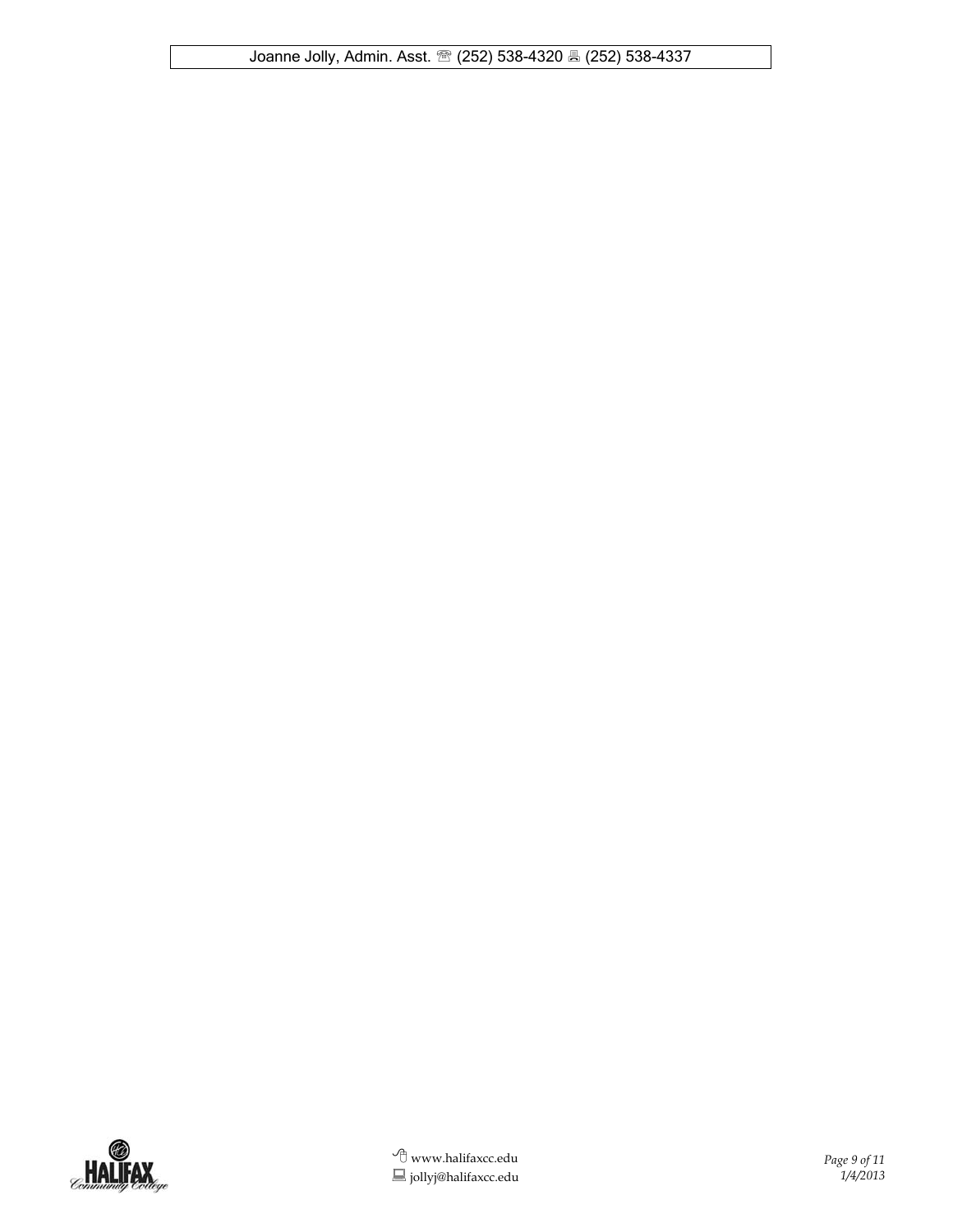| Joanne Jolly, Admin. Asst. ☏ (252) 538-4320 🖷 (252) 538-4337 |
|---|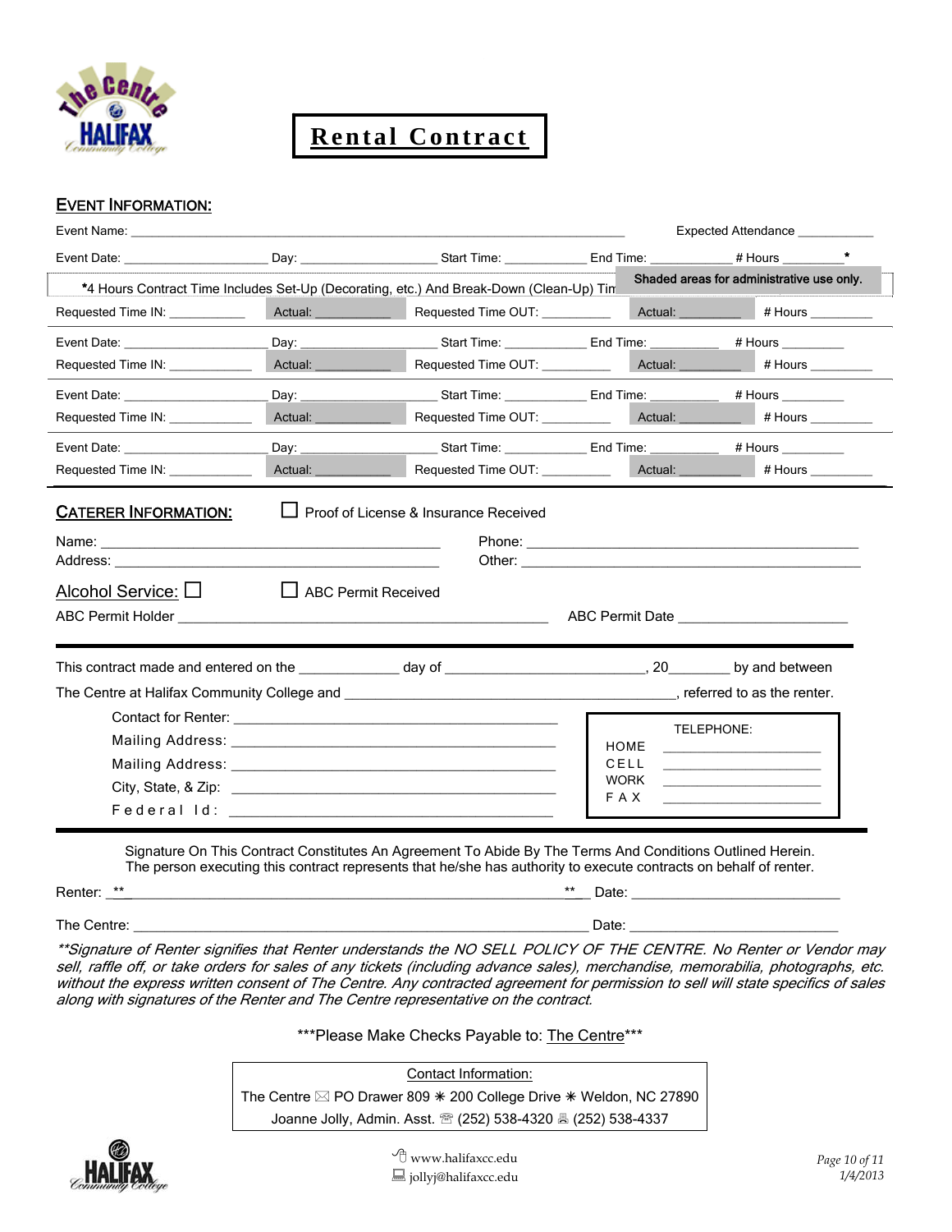# Rental Contract

## EVENT INFORMATION:

Event Name: ______________________________ Expected Attendance ___________

Event Date: ____________ Day: ____________ Start Time: __________ End Time: __________ # Hours ________ *

*4 Hours Contract Time Includes Set-Up (Decorating, etc.) And Break-Down (Clean-Up) Time

**Shaded areas for administrative use only.**

Requested Time IN: __________ Actual: __________ Requested Time OUT: __________ Actual: __________ # Hours ________

Event Date: ____________ Day: ____________ Start Time: __________ End Time: __________ # Hours ________

Requested Time IN: __________ Actual: __________ Requested Time OUT: __________ Actual: __________ # Hours ________

Event Date: ____________ Day: ____________ Start Time: __________ End Time: __________ # Hours ________

Requested Time IN: __________ Actual: __________ Requested Time OUT: __________ Actual: __________ # Hours ________

Event Date: ____________ Day: ____________ Start Time: __________ End Time: __________ # Hours ________

Requested Time IN: __________ Actual: __________ Requested Time OUT: __________ Actual: __________ # Hours ________

## CATERER INFORMATION:

☐ Proof of License & Insurance Received

Name: ______________________________ Phone: ______________________________

Address: ______________________________ Other: ______________________________

Alcohol Service: ☐ ☐ ABC Permit Received

ABC Permit Holder ______________________________ ABC Permit Date ____________________

This contract made and entered on the __________ day of ____________________, 20________ by and between

The Centre at Halifax Community College and ______________________________, referred to as the renter.

Contact for Renter: ______________________________

Mailing Address: ______________________________

Mailing Address: ______________________________

City, State, & Zip: ______________________________

Federal Id: ______________________________

TELEPHONE:

HOME ____________________

CELL ____________________

WORK ____________________

FAX ____________________

Signature On This Contract Constitutes An Agreement To Abide By The Terms And Conditions Outlined Herein. The person executing this contract represents that he/she has authority to execute contracts on behalf of renter.

Renter: **______________________________** Date: ____________________

The Centre: ______________________________ Date: ____________________

*\*\*Signature of Renter signifies that Renter understands the NO SELL POLICY OF THE CENTRE. No Renter or Vendor may sell, raffle off, or take orders for sales of any tickets (including advance sales), merchandise, memorabilia, photographs, etc. without the express written consent of The Centre. Any contracted agreement for permission to sell will state specifics of sales along with signatures of the Renter and The Centre representative on the contract.*

***Please Make Checks Payable to: The Centre***

Contact Information:

The Centre ✉ PO Drawer 809 ✳ 200 College Drive ✳ Weldon, NC 27890

Joanne Jolly, Admin. Asst. ☎ (252) 538-4320 🖷 (252) 538-4337

www.halifaxcc.edu

jollyj@halifaxcc.edu

1/4/2013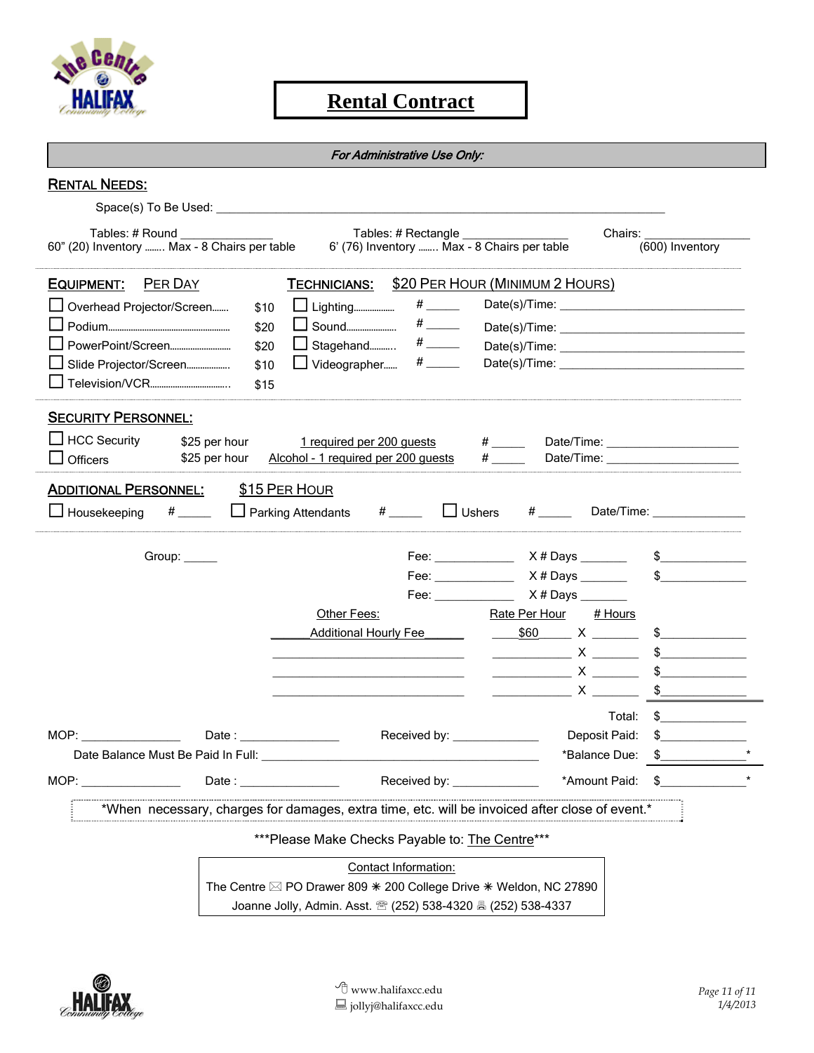# Rental Contract

***For Administrative Use Only:***

## Rental Needs:

Space(s) To Be Used: ______________________________________________

Tables: # Round ______________
60" (20) Inventory …….. Max - 8 Chairs per table

Tables: # Rectangle ________________
6' (76) Inventory …….. Max - 8 Chairs per table

Chairs: ________________
(600) Inventory

## Equipment: Per Day

- ☐ Overhead Projector/Screen……. $10
- ☐ Podium…… $20
- ☐ PowerPoint/Screen…… $20
- ☐ Slide Projector/Screen…… $10
- ☐ Television/VCR…… $15

## Technicians: $20 Per Hour (Minimum 2 Hours)

- ☐ Lighting…… # _____ Date(s)/Time: ____________________________
- ☐ Sound…… # _____ Date(s)/Time: ____________________________
- ☐ Stagehand…….. # _____ Date(s)/Time: ____________________________
- ☐ Videographer…… # _____ Date(s)/Time: ____________________________

## Security Personnel:

- ☐ HCC Security — $25 per hour — 1 required per 200 guests — # _____ Date/Time: ____________________
- ☐ Officers — $25 per hour — Alcohol - 1 required per 200 guests — # _____ Date/Time: ____________________

## Additional Personnel: $15 Per Hour

☐ Housekeeping # _____ ☐ Parking Attendants # _____ ☐ Ushers # _____ Date/Time: ______________

Group: _____

Fee: ____________ X # Days _______ $_____________

Fee: ____________ X # Days _______ $_____________

Fee: ____________ X # Days _______

| Other Fees: | Rate Per Hour | # Hours | |
|---|---|---|---|
| Additional Hourly Fee | $60 | X _______ | $_____________ |
| ______________________ | ____________ | X _______ | $_____________ |
| ______________________ | ____________ | X _______ | $_____________ |
| ______________________ | ____________ | X _______ | $_____________ |

Total: $_____________

MOP: ______________ Date : _______________ Received by: _____________ Deposit Paid: $_____________

Date Balance Must Be Paid In Full: _____________________________ *Balance Due: $_____________*

MOP: ______________ Date : _______________ Received by: _____________ *Amount Paid: $_____________*

*When necessary, charges for damages, extra time, etc. will be invoiced after close of event.*

***Please Make Checks Payable to: The Centre***

Contact Information:
The Centre ✉ PO Drawer 809 ✳ 200 College Drive ✳ Weldon, NC 27890
Joanne Jolly, Admin. Asst. ☎ (252) 538-4320 🖷 (252) 538-4337

www.halifaxcc.edu
jollyj@halifaxcc.edu

1/4/2013